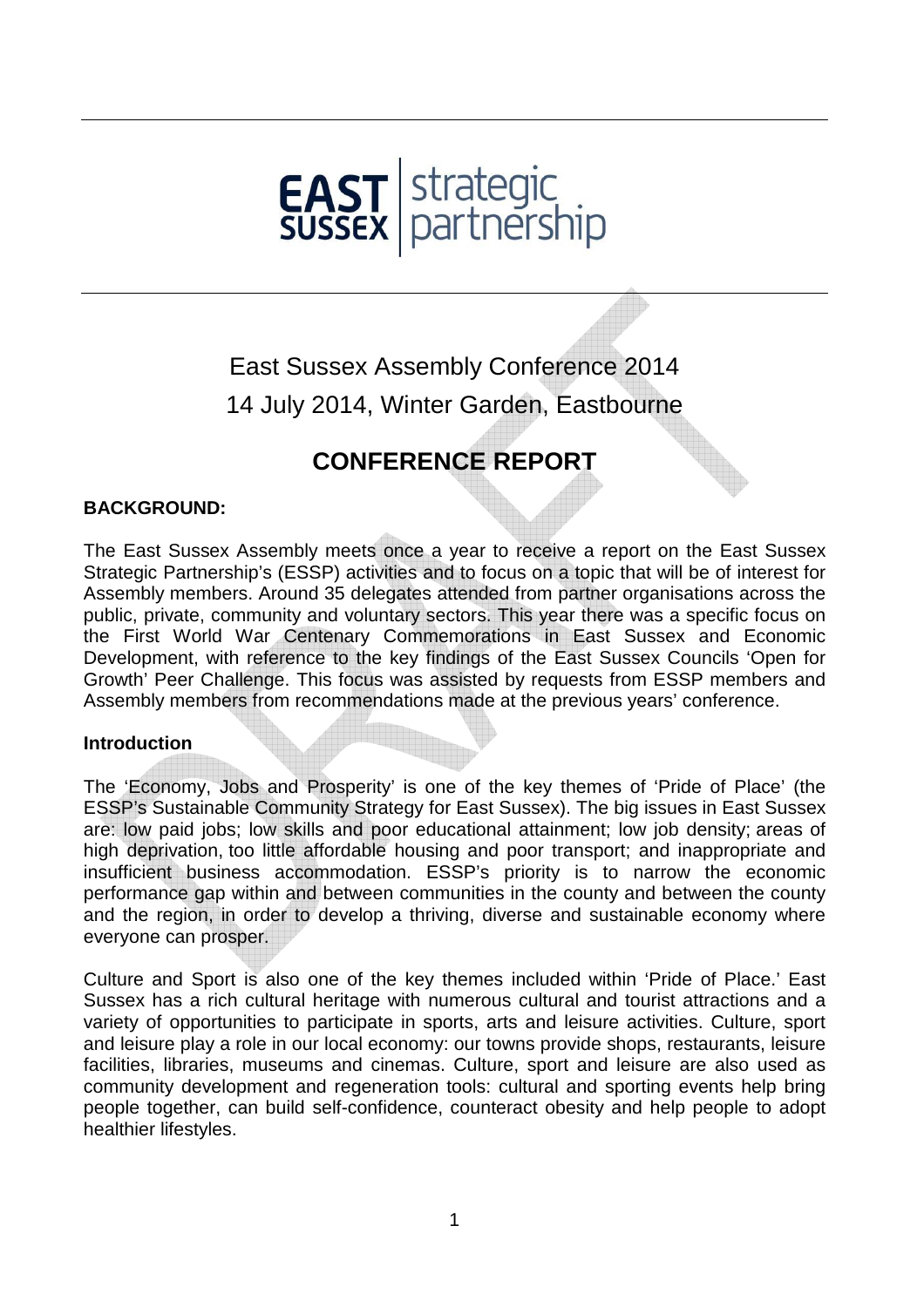EAST SUSSEX | strategic partnership

# East Sussex Assembly Conference 2014

14 July 2014, Winter Garden, Eastbourne

## CONFERENCE REPORT

### BACKGROUND:

The East Sussex Assembly meets once a year to receive a report on the East Sussex Strategic Partnership's (ESSP) activities and to focus on a topic that will be of interest for Assembly members. Around 35 delegates attended from partner organisations across the public, private, community and voluntary sectors. This year there was a specific focus on the First World War Centenary Commemorations in East Sussex and Economic Development, with reference to the key findings of the East Sussex Councils 'Open for Growth' Peer Challenge. This focus was assisted by requests from ESSP members and Assembly members from recommendations made at the previous years' conference.

### Introduction

The 'Economy, Jobs and Prosperity' is one of the key themes of 'Pride of Place' (the ESSP's Sustainable Community Strategy for East Sussex). The big issues in East Sussex are: low paid jobs; low skills and poor educational attainment; low job density; areas of high deprivation, too little affordable housing and poor transport; and inappropriate and insufficient business accommodation. ESSP's priority is to narrow the economic performance gap within and between communities in the county and between the county and the region, in order to develop a thriving, diverse and sustainable economy where everyone can prosper.

Culture and Sport is also one of the key themes included within 'Pride of Place.' East Sussex has a rich cultural heritage with numerous cultural and tourist attractions and a variety of opportunities to participate in sports, arts and leisure activities. Culture, sport and leisure play a role in our local economy: our towns provide shops, restaurants, leisure facilities, libraries, museums and cinemas. Culture, sport and leisure are also used as community development and regeneration tools: cultural and sporting events help bring people together, can build self-confidence, counteract obesity and help people to adopt healthier lifestyles.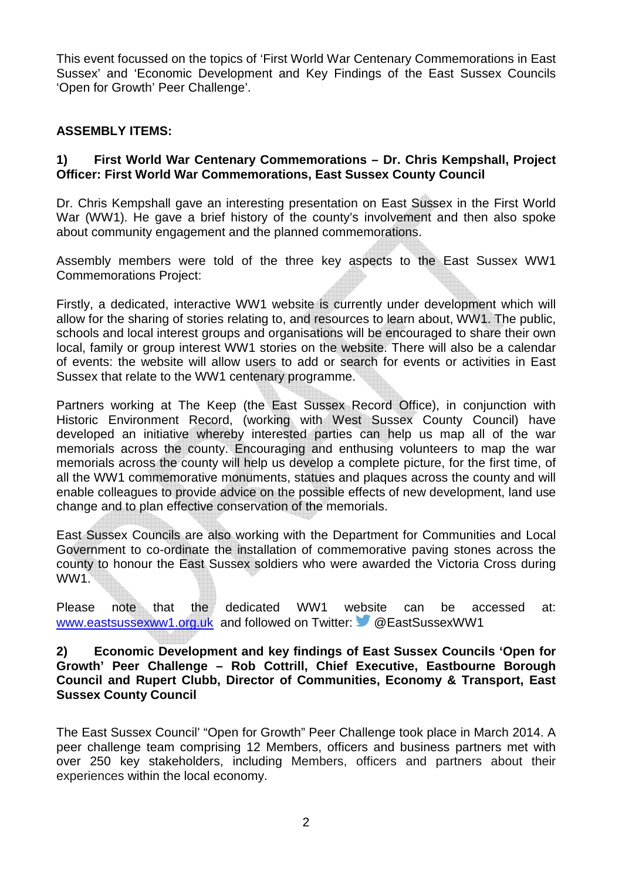This event focussed on the topics of 'First World War Centenary Commemorations in East Sussex' and 'Economic Development and Key Findings of the East Sussex Councils 'Open for Growth' Peer Challenge'.

**ASSEMBLY ITEMS:**

**1) First World War Centenary Commemorations – Dr. Chris Kempshall, Project Officer: First World War Commemorations, East Sussex County Council**

Dr. Chris Kempshall gave an interesting presentation on East Sussex in the First World War (WW1). He gave a brief history of the county's involvement and then also spoke about community engagement and the planned commemorations.

Assembly members were told of the three key aspects to the East Sussex WW1 Commemorations Project:

Firstly, a dedicated, interactive WW1 website is currently under development which will allow for the sharing of stories relating to, and resources to learn about, WW1. The public, schools and local interest groups and organisations will be encouraged to share their own local, family or group interest WW1 stories on the website. There will also be a calendar of events: the website will allow users to add or search for events or activities in East Sussex that relate to the WW1 centenary programme.

Partners working at The Keep (the East Sussex Record Office), in conjunction with Historic Environment Record, (working with West Sussex County Council) have developed an initiative whereby interested parties can help us map all of the war memorials across the county. Encouraging and enthusing volunteers to map the war memorials across the county will help us develop a complete picture, for the first time, of all the WW1 commemorative monuments, statues and plaques across the county and will enable colleagues to provide advice on the possible effects of new development, land use change and to plan effective conservation of the memorials.

East Sussex Councils are also working with the Department for Communities and Local Government to co-ordinate the installation of commemorative paving stones across the county to honour the East Sussex soldiers who were awarded the Victoria Cross during WW1.

Please note that the dedicated WW1 website can be accessed at: [www.eastsussexww1.org.uk](http://www.eastsussexww1.org.uk) and followed on Twitter: @EastSussexWW1

**2) Economic Development and key findings of East Sussex Councils 'Open for Growth' Peer Challenge – Rob Cottrill, Chief Executive, Eastbourne Borough Council and Rupert Clubb, Director of Communities, Economy & Transport, East Sussex County Council**

The East Sussex Council' "Open for Growth" Peer Challenge took place in March 2014. A peer challenge team comprising 12 Members, officers and business partners met with over 250 key stakeholders, including Members, officers and partners about their experiences within the local economy.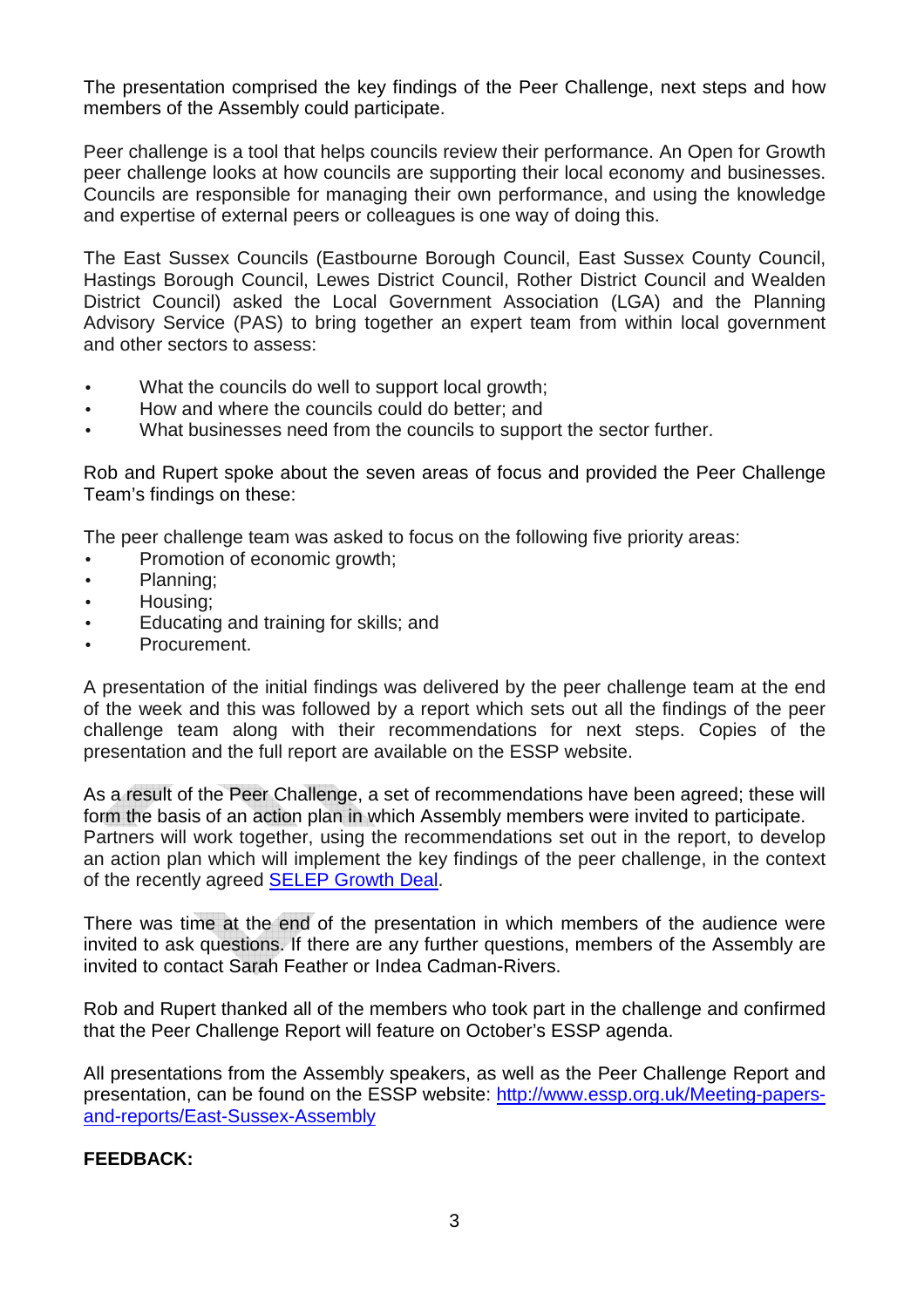The presentation comprised the key findings of the Peer Challenge, next steps and how members of the Assembly could participate.

Peer challenge is a tool that helps councils review their performance. An Open for Growth peer challenge looks at how councils are supporting their local economy and businesses. Councils are responsible for managing their own performance, and using the knowledge and expertise of external peers or colleagues is one way of doing this.

The East Sussex Councils (Eastbourne Borough Council, East Sussex County Council, Hastings Borough Council, Lewes District Council, Rother District Council and Wealden District Council) asked the Local Government Association (LGA) and the Planning Advisory Service (PAS) to bring together an expert team from within local government and other sectors to assess:

- What the councils do well to support local growth;
- How and where the councils could do better; and
- What businesses need from the councils to support the sector further.

Rob and Rupert spoke about the seven areas of focus and provided the Peer Challenge Team's findings on these:

The peer challenge team was asked to focus on the following five priority areas:

- Promotion of economic growth;
- Planning;
- Housing;
- Educating and training for skills; and
- Procurement.

A presentation of the initial findings was delivered by the peer challenge team at the end of the week and this was followed by a report which sets out all the findings of the peer challenge team along with their recommendations for next steps. Copies of the presentation and the full report are available on the ESSP website.

As a result of the Peer Challenge, a set of recommendations have been agreed; these will form the basis of an action plan in which Assembly members were invited to participate. Partners will work together, using the recommendations set out in the report, to develop an action plan which will implement the key findings of the peer challenge, in the context of the recently agreed SELEP Growth Deal.

There was time at the end of the presentation in which members of the audience were invited to ask questions. If there are any further questions, members of the Assembly are invited to contact Sarah Feather or Indea Cadman-Rivers.

Rob and Rupert thanked all of the members who took part in the challenge and confirmed that the Peer Challenge Report will feature on October's ESSP agenda.

All presentations from the Assembly speakers, as well as the Peer Challenge Report and presentation, can be found on the ESSP website: http://www.essp.org.uk/Meeting-papers-and-reports/East-Sussex-Assembly

**FEEDBACK:**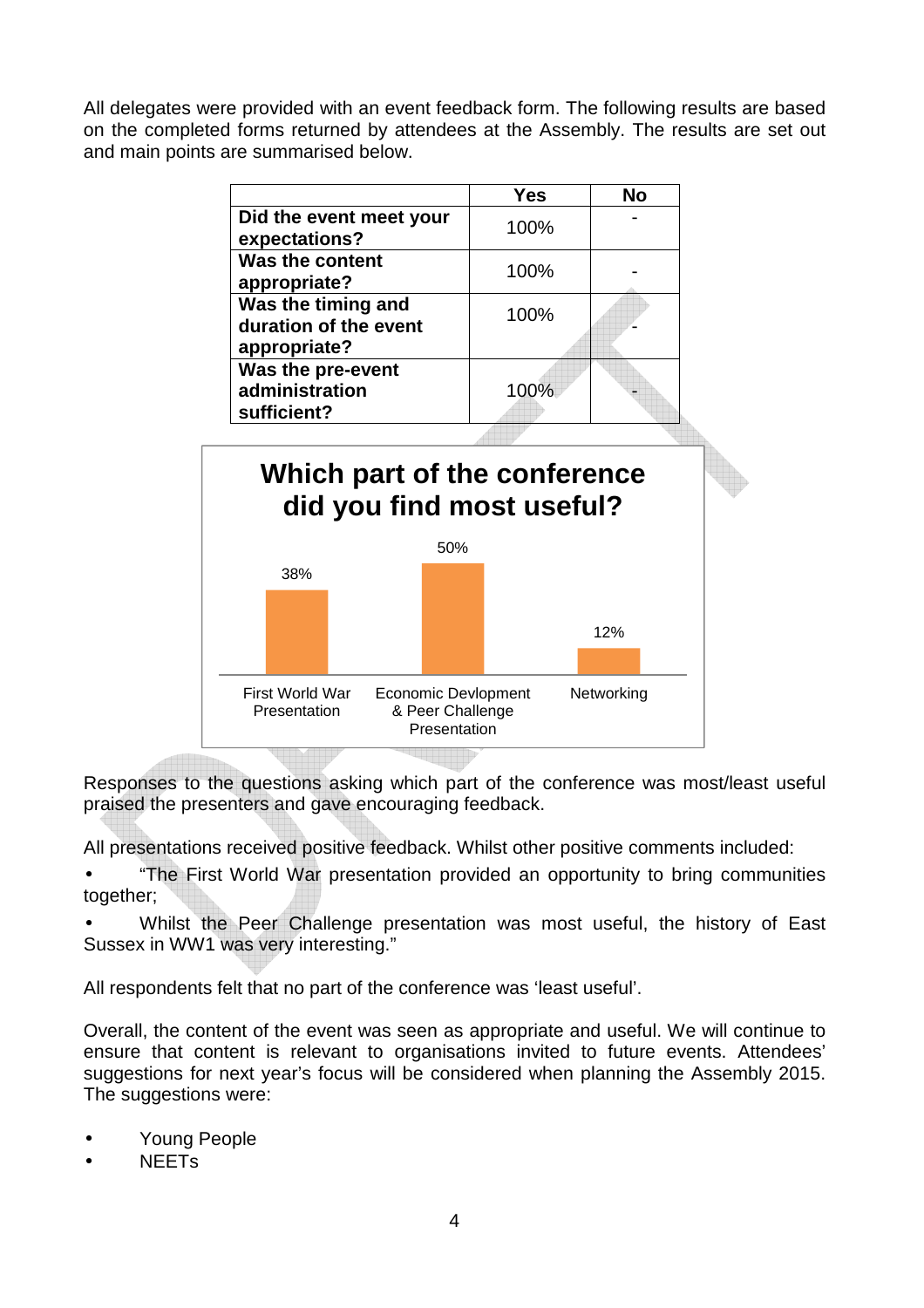All delegates were provided with an event feedback form. The following results are based on the completed forms returned by attendees at the Assembly. The results are set out and main points are summarised below.

| | Yes | No |
|---|---|---|
| **Did the event meet your expectations?** | 100% | - |
| **Was the content appropriate?** | 100% | - |
| **Was the timing and duration of the event appropriate?** | 100% | - |
| **Was the pre-event administration sufficient?** | 100% | - |

**Which part of the conference did you find most useful?**

| Part | % |
|---|---|
| First World War Presentation | 38% |
| Economic Devlopment & Peer Challenge Presentation | 50% |
| Networking | 12% |

Responses to the questions asking which part of the conference was most/least useful praised the presenters and gave encouraging feedback.

All presentations received positive feedback. Whilst other positive comments included:

- "The First World War presentation provided an opportunity to bring communities together;
- Whilst the Peer Challenge presentation was most useful, the history of East Sussex in WW1 was very interesting."

All respondents felt that no part of the conference was 'least useful'.

Overall, the content of the event was seen as appropriate and useful. We will continue to ensure that content is relevant to organisations invited to future events. Attendees' suggestions for next year's focus will be considered when planning the Assembly 2015. The suggestions were:

- Young People
- NEETs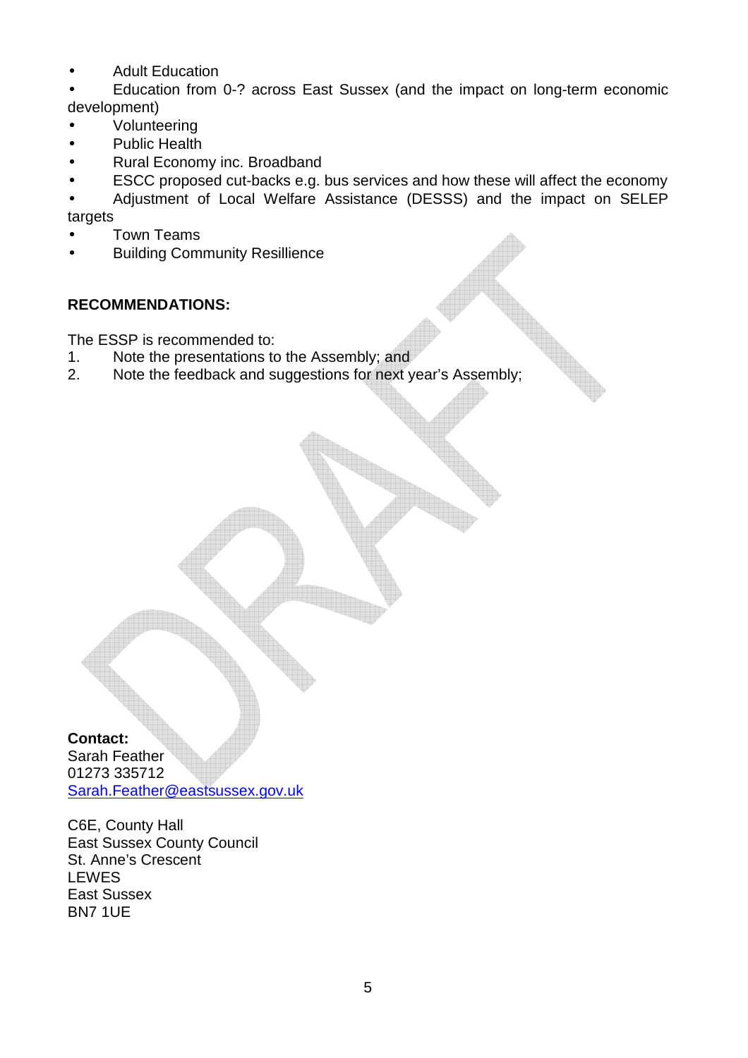- Adult Education
- Education from 0-? across East Sussex (and the impact on long-term economic development)
- Volunteering
- Public Health
- Rural Economy inc. Broadband
- ESCC proposed cut-backs e.g. bus services and how these will affect the economy
- Adjustment of Local Welfare Assistance (DESSS) and the impact on SELEP targets
- Town Teams
- Building Community Resillience

**RECOMMENDATIONS:**

The ESSP is recommended to:

1. Note the presentations to the Assembly; and
2. Note the feedback and suggestions for next year's Assembly;

**Contact:**
Sarah Feather
01273 335712
Sarah.Feather@eastsussex.gov.uk

C6E, County Hall
East Sussex County Council
St. Anne's Crescent
LEWES
East Sussex
BN7 1UE